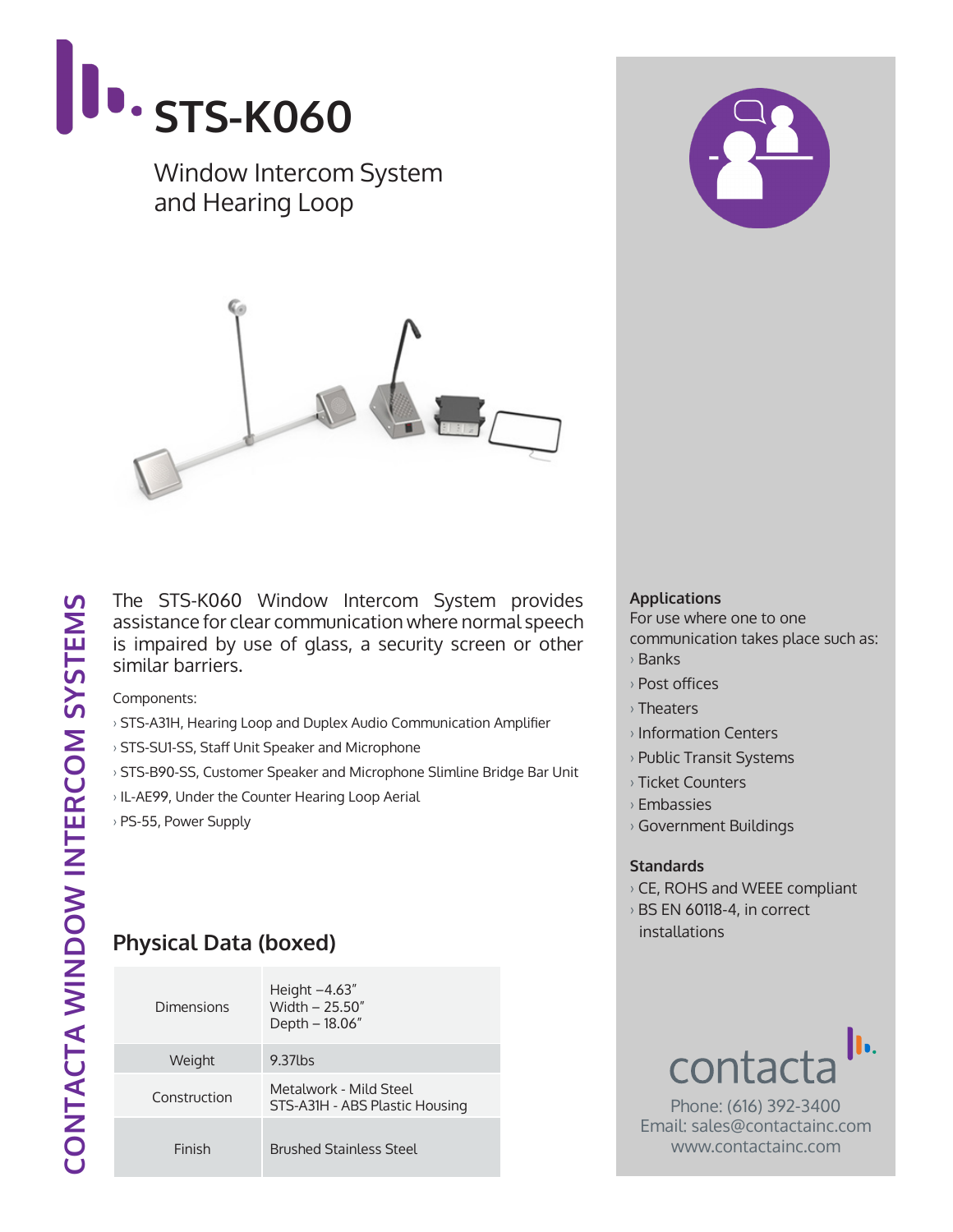# STS-K060

Window Intercom System and Hearing Loop

CONTACTA WINDOW INTERCOM SYSTEMS

The STS-K060 Window Intercom System provides assistance for clear communication where normal speech is impaired by use of glass, a security screen or other similar barriers.

Components:

- STS-A31H, Hearing Loop and Duplex Audio Communication Amplifier
- STS-SU1-SS, Staff Unit Speaker and Microphone
- STS-B90-SS, Customer Speaker and Microphone Slimline Bridge Bar Unit
- IL-AE99, Under the Counter Hearing Loop Aerial
- PS-55, Power Supply

## Physical Data (boxed)

| | |
|---|---|
| Dimensions | Height –4.63"<br>Width – 25.50"<br>Depth – 18.06" |
| Weight | 9.37lbs |
| Construction | Metalwork - Mild Steel<br>STS-A31H - ABS Plastic Housing |
| Finish | Brushed Stainless Steel |

**Applications**

For use where one to one communication takes place such as:

- Banks
- Post offices
- Theaters
- Information Centers
- Public Transit Systems
- Ticket Counters
- Embassies
- Government Buildings

**Standards**

- CE, ROHS and WEEE compliant
- BS EN 60118-4, in correct installations

contacta

Phone: (616) 392-3400
Email: sales@contactainc.com
www.contactainc.com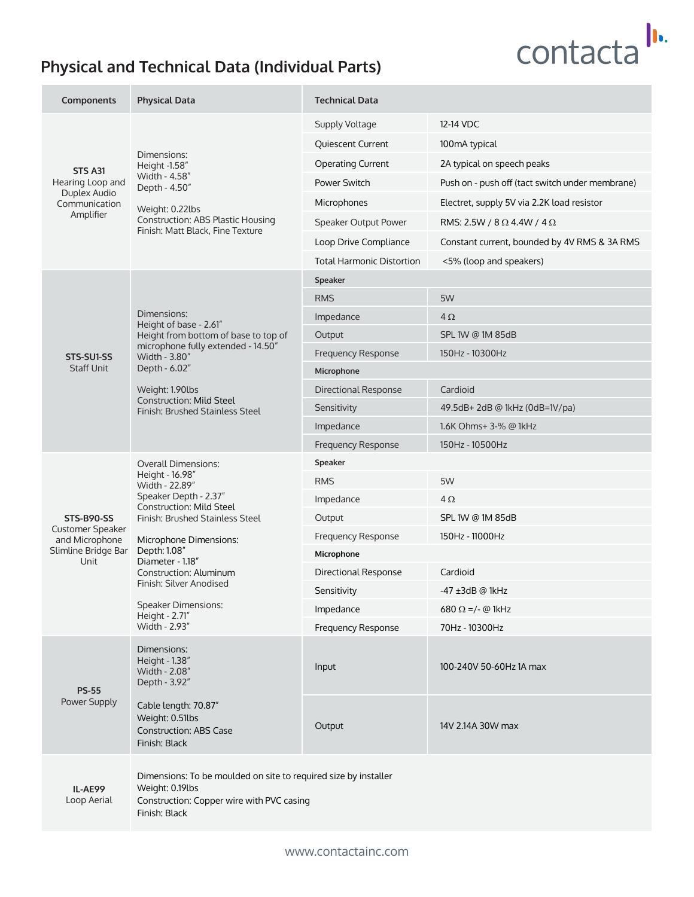## Physical and Technical Data (Individual Parts)

| Components | Physical Data | Technical Data | |
|---|---|---|---|
| **STS A31** Hearing Loop and Duplex Audio Communication Amplifier | Dimensions: Height -1.58" Width - 4.58" Depth - 4.50"<br><br>Weight: 0.22lbs Construction: ABS Plastic Housing Finish: Matt Black, Fine Texture | Supply Voltage | 12-14 VDC |
| | | Quiescent Current | 100mA typical |
| | | Operating Current | 2A typical on speech peaks |
| | | Power Switch | Push on - push off (tact switch under membrane) |
| | | Microphones | Electret, supply 5V via 2.2K load resistor |
| | | Speaker Output Power | RMS: 2.5W / 8 Ω 4.4W / 4 Ω |
| | | Loop Drive Compliance | Constant current, bounded by 4V RMS & 3A RMS |
| | | Total Harmonic Distortion | <5% (loop and speakers) |
| **STS-SU1-SS** Staff Unit | Dimensions: Height of base - 2.61" Height from bottom of base to top of microphone fully extended - 14.50" Width - 3.80" Depth - 6.02"<br><br>Weight: 1.90lbs Construction: Mild Steel Finish: Brushed Stainless Steel | **Speaker** | |
| | | RMS | 5W |
| | | Impedance | 4 Ω |
| | | Output | SPL 1W @ 1M 85dB |
| | | Frequency Response | 150Hz - 10300Hz |
| | | **Microphone** | |
| | | Directional Response | Cardioid |
| | | Sensitivity | 49.5dB+ 2dB @ 1kHz (0dB=1V/pa) |
| | | Impedance | 1.6K Ohms+ 3-% @ 1kHz |
| | | Frequency Response | 150Hz - 10500Hz |
| **STS-B90-SS** Customer Speaker and Microphone Slimline Bridge Bar Unit | Overall Dimensions: Height - 16.98" Width - 22.89" Speaker Depth - 2.37" Construction: Mild Steel Finish: Brushed Stainless Steel<br><br>Microphone Dimensions: Depth: 1.08" Diameter - 1.18" Construction: Aluminum Finish: Silver Anodised<br><br>Speaker Dimensions: Height - 2.71" Width - 2.93" | **Speaker** | |
| | | RMS | 5W |
| | | Impedance | 4 Ω |
| | | Output | SPL 1W @ 1M 85dB |
| | | Frequency Response | 150Hz - 11000Hz |
| | | **Microphone** | |
| | | Directional Response | Cardioid |
| | | Sensitivity | -47 ±3dB @ 1kHz |
| | | Impedance | 680 Ω =/- @ 1kHz |
| | | Frequency Response | 70Hz - 10300Hz |
| **PS-55** Power Supply | Dimensions: Height - 1.38" Width - 2.08" Depth - 3.92"<br><br>Cable length: 70.87" Weight: 0.51lbs Construction: ABS Case Finish: Black | Input | 100-240V 50-60Hz 1A max |
| | | Output | 14V 2.14A 30W max |
| **IL-AE99** Loop Aerial | Dimensions: To be moulded on site to required size by installer Weight: 0.19lbs Construction: Copper wire with PVC casing Finish: Black | | |

www.contactainc.com